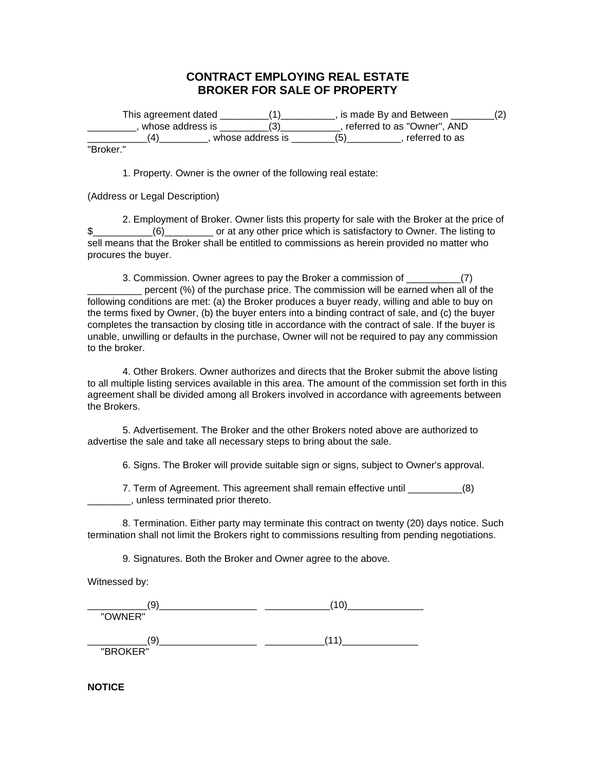# CONTRACT EMPLOYING REAL ESTATE BROKER FOR SALE OF PROPERTY

This agreement dated _________(1)__________, is made By and Between ________(2) _________, whose address is _________(3)___________, referred to as "Owner", AND ___________(4)_________, whose address is ________(5)__________, referred to as "Broker."

1. Property. Owner is the owner of the following real estate:

(Address or Legal Description)

2. Employment of Broker. Owner lists this property for sale with the Broker at the price of $___________(6)_________ or at any other price which is satisfactory to Owner. The listing to sell means that the Broker shall be entitled to commissions as herein provided no matter who procures the buyer.

3. Commission. Owner agrees to pay the Broker a commission of __________(7) __________ percent (%) of the purchase price. The commission will be earned when all of the following conditions are met: (a) the Broker produces a buyer ready, willing and able to buy on the terms fixed by Owner, (b) the buyer enters into a binding contract of sale, and (c) the buyer completes the transaction by closing title in accordance with the contract of sale. If the buyer is unable, unwilling or defaults in the purchase, Owner will not be required to pay any commission to the broker.

4. Other Brokers. Owner authorizes and directs that the Broker submit the above listing to all multiple listing services available in this area. The amount of the commission set forth in this agreement shall be divided among all Brokers involved in accordance with agreements between the Brokers.

5. Advertisement. The Broker and the other Brokers noted above are authorized to advertise the sale and take all necessary steps to bring about the sale.

6. Signs. The Broker will provide suitable sign or signs, subject to Owner's approval.

7. Term of Agreement. This agreement shall remain effective until __________(8) ________, unless terminated prior thereto.

8. Termination. Either party may terminate this contract on twenty (20) days notice. Such termination shall not limit the Brokers right to commissions resulting from pending negotiations.

9. Signatures. Both the Broker and Owner agree to the above.

Witnessed by:

___________(9)__________________ ____________(10)______________
"OWNER"

___________(9)__________________ ___________(11)______________
"BROKER"

**NOTICE**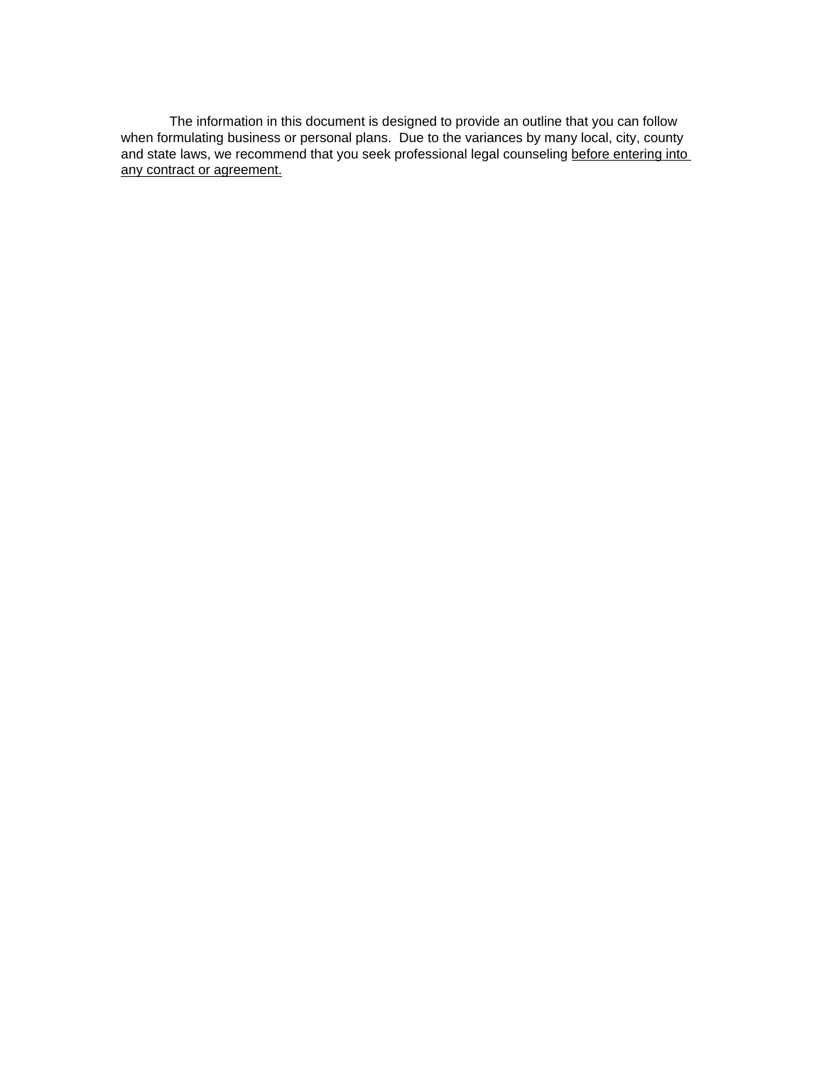The information in this document is designed to provide an outline that you can follow when formulating business or personal plans. Due to the variances by many local, city, county and state laws, we recommend that you seek professional legal counseling <u>before entering into any contract or agreement.</u>